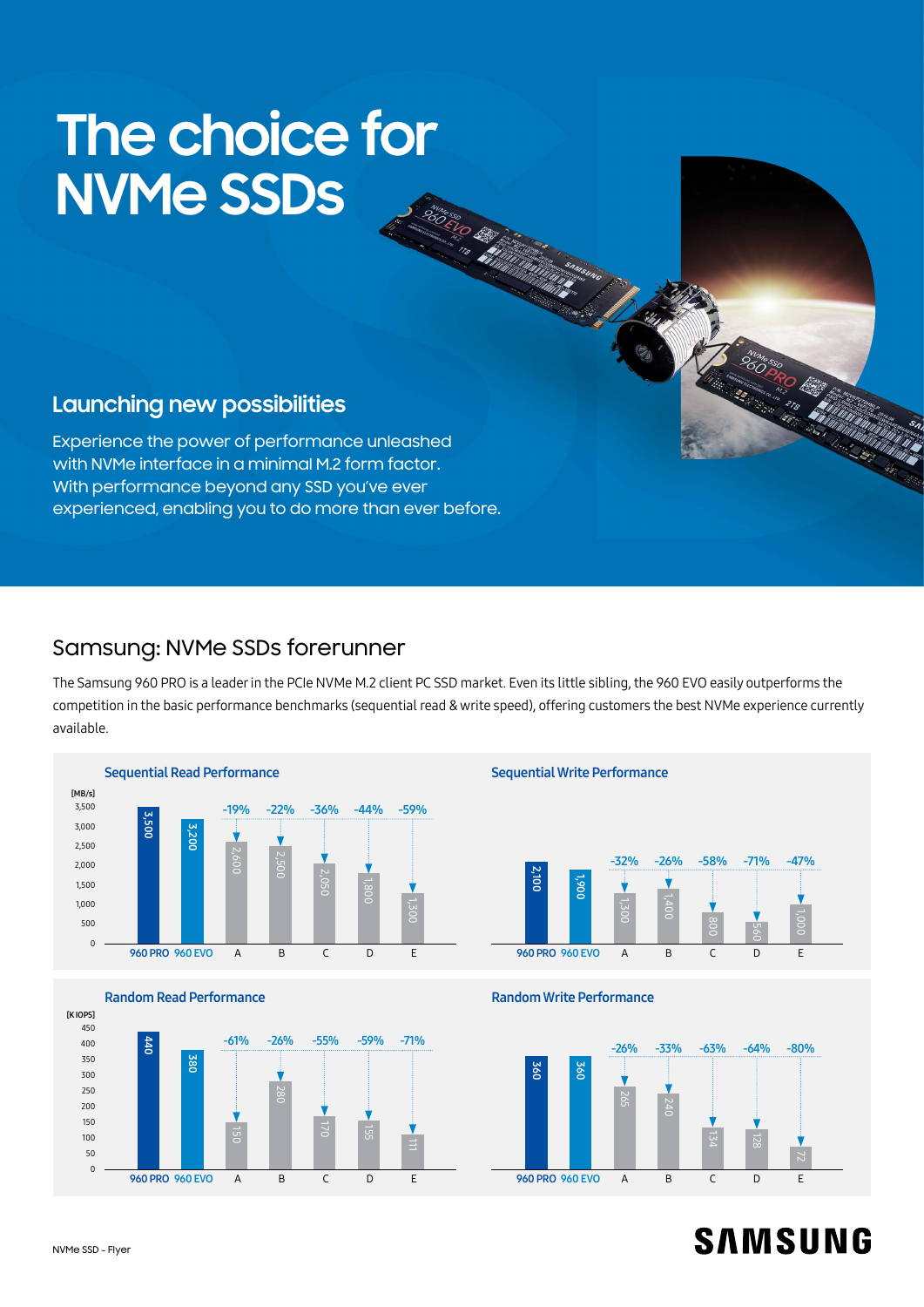# The choice for NVMe SSDs

## Launching new possibilities

Experience the power of performance unleashed with NVMe interface in a minimal M.2 form factor. With performance beyond any SSD you've ever experienced, enabling you to do more than ever before.

## Samsung: NVMe SSDs forerunner

The Samsung 960 PRO is a leader in the PCIe NVMe M.2 client PC SSD market. Even its little sibling, the 960 EVO easily outperforms the competition in the basic performance benchmarks (sequential read & write speed), offering customers the best NVMe experience currently available.

### Sequential Read Performance

[MB/s]

| 960 PRO | 960 EVO | A | B | C | D | E |
|---|---|---|---|---|---|---|
| 3,500 | 3,200 | 2,600 | 2,500 | 2,050 | 1,800 | 1,300 |
| | | -19% | -22% | -36% | -44% | -59% |

### Sequential Write Performance

| 960 PRO | 960 EVO | A | B | C | D | E |
|---|---|---|---|---|---|---|
| 2,100 | 1,900 | 1,300 | 1,400 | 800 | 560 | 1,000 |
| | | -32% | -26% | -58% | -71% | -47% |

### Random Read Performance

[K IOPS]

| 960 PRO | 960 EVO | A | B | C | D | E |
|---|---|---|---|---|---|---|
| 440 | 380 | 150 | 280 | 170 | 155 | 111 |
| | | -61% | -26% | -55% | -59% | -71% |

### Random Write Performance

| 960 PRO | 960 EVO | A | B | C | D | E |
|---|---|---|---|---|---|---|
| 360 | 360 | 265 | 240 | 134 | 128 | 72 |
| | | -26% | -33% | -63% | -64% | -80% |

SAMSUNG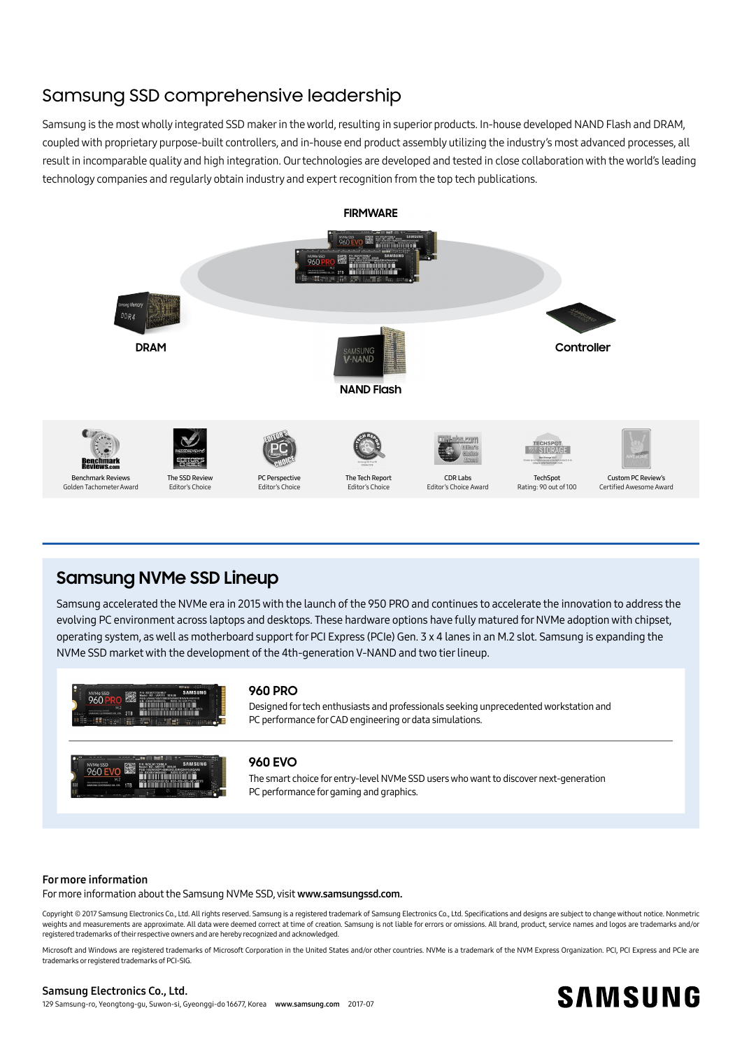## Samsung SSD comprehensive leadership

Samsung is the most wholly integrated SSD maker in the world, resulting in superior products. In-house developed NAND Flash and DRAM, coupled with proprietary purpose-built controllers, and in-house end product assembly utilizing the industry's most advanced processes, all result in incomparable quality and high integration. Our technologies are developed and tested in close collaboration with the world's leading technology companies and regularly obtain industry and expert recognition from the top tech publications.

FIRMWARE

DRAM

Controller

NAND Flash

Benchmark Reviews
Golden Tachometer Award

The SSD Review
Editor's Choice

PC Perspective
Editor's Choice

The Tech Report
Editor's Choice

CDR Labs
Editor's Choice Award

TechSpot
Rating: 90 out of 100

Custom PC Review's
Certified Awesome Award

## Samsung NVMe SSD Lineup

Samsung accelerated the NVMe era in 2015 with the launch of the 950 PRO and continues to accelerate the innovation to address the evolving PC environment across laptops and desktops. These hardware options have fully matured for NVMe adoption with chipset, operating system, as well as motherboard support for PCI Express (PCIe) Gen. 3 x 4 lanes in an M.2 slot. Samsung is expanding the NVMe SSD market with the development of the 4th-generation V-NAND and two tier lineup.

### 960 PRO

Designed for tech enthusiasts and professionals seeking unprecedented workstation and PC performance for CAD engineering or data simulations.

### 960 EVO

The smart choice for entry-level NVMe SSD users who want to discover next-generation PC performance for gaming and graphics.

**For more information**

For more information about the Samsung NVMe SSD, visit **www.samsungssd.com.**

Copyright © 2017 Samsung Electronics Co., Ltd. All rights reserved. Samsung is a registered trademark of Samsung Electronics Co., Ltd. Specifications and designs are subject to change without notice. Nonmetric weights and measurements are approximate. All data were deemed correct at time of creation. Samsung is not liable for errors or omissions. All brand, product, service names and logos are trademarks and/or registered trademarks of their respective owners and are hereby recognized and acknowledged.

Microsoft and Windows are registered trademarks of Microsoft Corporation in the United States and/or other countries. NVMe is a trademark of the NVM Express Organization. PCI, PCI Express and PCIe are trademarks or registered trademarks of PCI-SIG.

**Samsung Electronics Co., Ltd.**

129 Samsung-ro, Yeongtong-gu, Suwon-si, Gyeonggi-do 16677, Korea **www.samsung.com** 2017-07

SAMSUNG